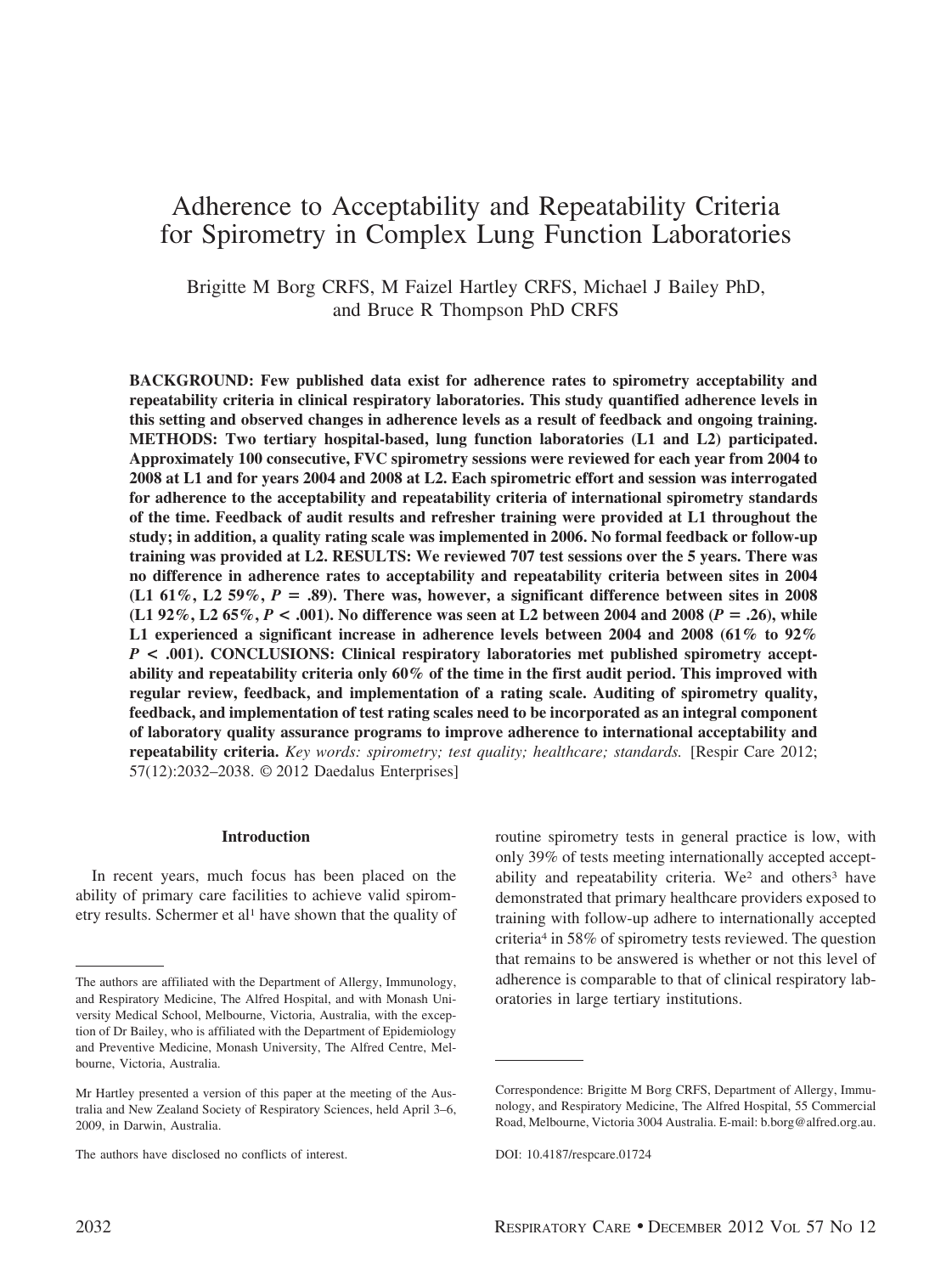# Adherence to Acceptability and Repeatability Criteria for Spirometry in Complex Lung Function Laboratories

Brigitte M Borg CRFS, M Faizel Hartley CRFS, Michael J Bailey PhD, and Bruce R Thompson PhD CRFS

**BACKGROUND: Few published data exist for adherence rates to spirometry acceptability and repeatability criteria in clinical respiratory laboratories. This study quantified adherence levels in this setting and observed changes in adherence levels as a result of feedback and ongoing training. METHODS: Two tertiary hospital-based, lung function laboratories (L1 and L2) participated. Approximately 100 consecutive, FVC spirometry sessions were reviewed for each year from 2004 to 2008 at L1 and for years 2004 and 2008 at L2. Each spirometric effort and session was interrogated for adherence to the acceptability and repeatability criteria of international spirometry standards of the time. Feedback of audit results and refresher training were provided at L1 throughout the study; in addition, a quality rating scale was implemented in 2006. No formal feedback or follow-up training was provided at L2. RESULTS: We reviewed 707 test sessions over the 5 years. There was no difference in adherence rates to acceptability and repeatability criteria between sites in 2004 (L1 61%, L2 59%, $P = .89$). There was, however, a significant difference between sites in 2008 (L1 92%, L2 65%, $P < .001$). No difference was seen at L2 between 2004 and 2008 ($P = .26$), while L1 experienced a significant increase in adherence levels between 2004 and 2008 (61% to 92% $P < .001$). CONCLUSIONS: Clinical respiratory laboratories met published spirometry acceptability and repeatability criteria only 60% of the time in the first audit period. This improved with regular review, feedback, and implementation of a rating scale. Auditing of spirometry quality, feedback, and implementation of test rating scales need to be incorporated as an integral component of laboratory quality assurance programs to improve adherence to international acceptability and repeatability criteria.** *Key words: spirometry; test quality; healthcare; standards.* [Respir Care 2012; 57(12):2032–2038. © 2012 Daedalus Enterprises]

## Introduction

In recent years, much focus has been placed on the ability of primary care facilities to achieve valid spirometry results. Schermer et al[1] have shown that the quality of routine spirometry tests in general practice is low, with only 39% of tests meeting internationally accepted acceptability and repeatability criteria. We[2] and others[3] have demonstrated that primary healthcare providers exposed to training with follow-up adhere to internationally accepted criteria[4] in 58% of spirometry tests reviewed. The question that remains to be answered is whether or not this level of adherence is comparable to that of clinical respiratory laboratories in large tertiary institutions.

---

The authors are affiliated with the Department of Allergy, Immunology, and Respiratory Medicine, The Alfred Hospital, and with Monash University Medical School, Melbourne, Victoria, Australia, with the exception of Dr Bailey, who is affiliated with the Department of Epidemiology and Preventive Medicine, Monash University, The Alfred Centre, Melbourne, Victoria, Australia.

Mr Hartley presented a version of this paper at the meeting of the Australia and New Zealand Society of Respiratory Sciences, held April 3–6, 2009, in Darwin, Australia.

The authors have disclosed no conflicts of interest.

Correspondence: Brigitte M Borg CRFS, Department of Allergy, Immunology, and Respiratory Medicine, The Alfred Hospital, 55 Commercial Road, Melbourne, Victoria 3004 Australia. E-mail: b.borg@alfred.org.au.

DOI: 10.4187/respcare.01724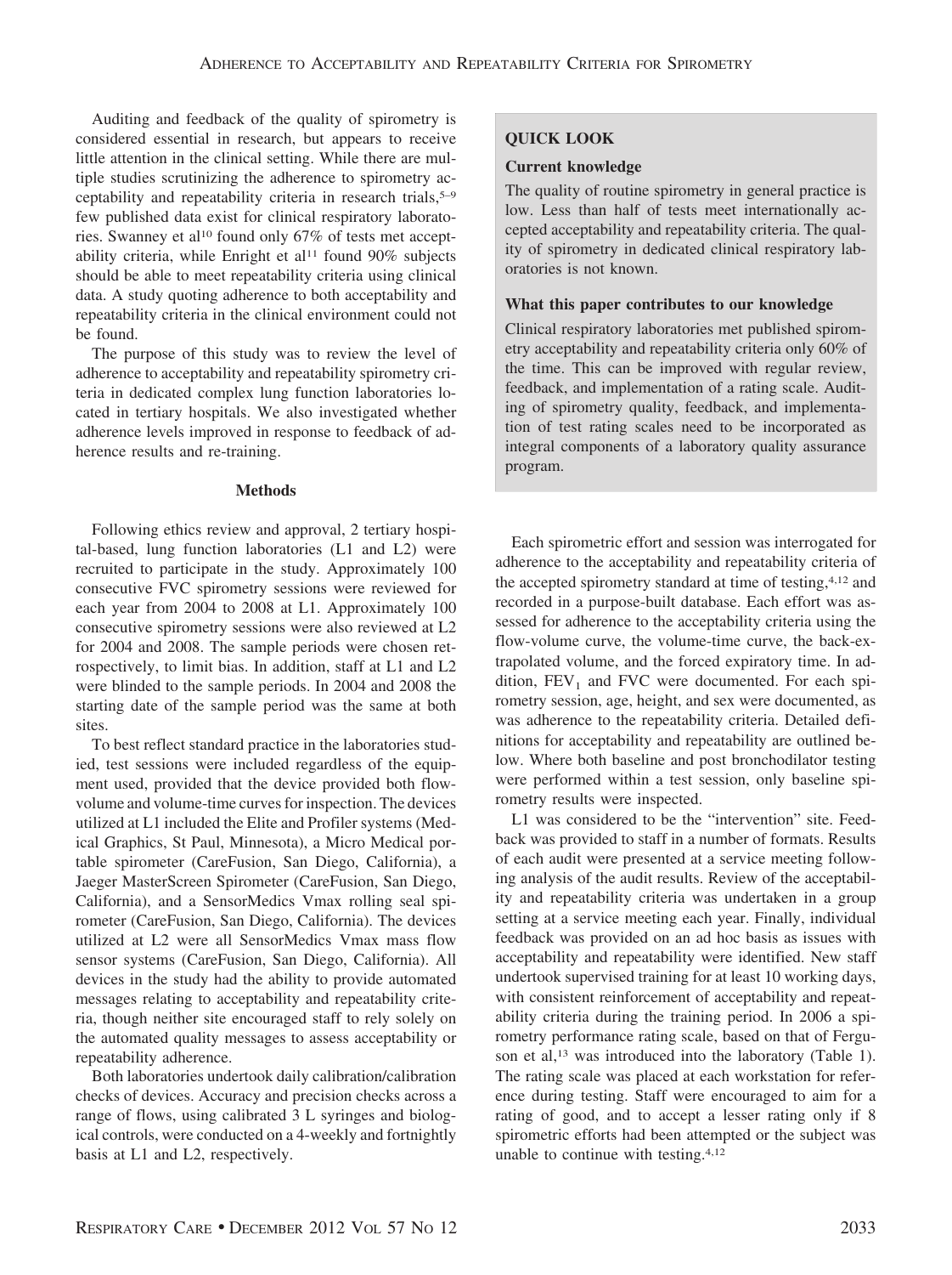Auditing and feedback of the quality of spirometry is considered essential in research, but appears to receive little attention in the clinical setting. While there are multiple studies scrutinizing the adherence to spirometry acceptability and repeatability criteria in research trials,[5–9] few published data exist for clinical respiratory laboratories. Swanney et al[10] found only 67% of tests met acceptability criteria, while Enright et al[11] found 90% subjects should be able to meet repeatability criteria using clinical data. A study quoting adherence to both acceptability and repeatability criteria in the clinical environment could not be found.

The purpose of this study was to review the level of adherence to acceptability and repeatability spirometry criteria in dedicated complex lung function laboratories located in tertiary hospitals. We also investigated whether adherence levels improved in response to feedback of adherence results and re-training.

> **QUICK LOOK**
>
> **Current knowledge**
>
> The quality of routine spirometry in general practice is low. Less than half of tests meet internationally accepted acceptability and repeatability criteria. The quality of spirometry in dedicated clinical respiratory laboratories is not known.
>
> **What this paper contributes to our knowledge**
>
> Clinical respiratory laboratories met published spirometry acceptability and repeatability criteria only 60% of the time. This can be improved with regular review, feedback, and implementation of a rating scale. Auditing of spirometry quality, feedback, and implementation of test rating scales need to be incorporated as integral components of a laboratory quality assurance program.

## Methods

Following ethics review and approval, 2 tertiary hospital-based, lung function laboratories (L1 and L2) were recruited to participate in the study. Approximately 100 consecutive FVC spirometry sessions were reviewed for each year from 2004 to 2008 at L1. Approximately 100 consecutive spirometry sessions were also reviewed at L2 for 2004 and 2008. The sample periods were chosen retrospectively, to limit bias. In addition, staff at L1 and L2 were blinded to the sample periods. In 2004 and 2008 the starting date of the sample period was the same at both sites.

To best reflect standard practice in the laboratories studied, test sessions were included regardless of the equipment used, provided that the device provided both flow-volume and volume-time curves for inspection. The devices utilized at L1 included the Elite and Profiler systems (Medical Graphics, St Paul, Minnesota), a Micro Medical portable spirometer (CareFusion, San Diego, California), a Jaeger MasterScreen Spirometer (CareFusion, San Diego, California), and a SensorMedics Vmax rolling seal spirometer (CareFusion, San Diego, California). The devices utilized at L2 were all SensorMedics Vmax mass flow sensor systems (CareFusion, San Diego, California). All devices in the study had the ability to provide automated messages relating to acceptability and repeatability criteria, though neither site encouraged staff to rely solely on the automated quality messages to assess acceptability or repeatability adherence.

Both laboratories undertook daily calibration/calibration checks of devices. Accuracy and precision checks across a range of flows, using calibrated 3 L syringes and biological controls, were conducted on a 4-weekly and fortnightly basis at L1 and L2, respectively.

Each spirometric effort and session was interrogated for adherence to the acceptability and repeatability criteria of the accepted spirometry standard at time of testing,[4,12] and recorded in a purpose-built database. Each effort was assessed for adherence to the acceptability criteria using the flow-volume curve, the volume-time curve, the back-extrapolated volume, and the forced expiratory time. In addition, $FEV_1$ and FVC were documented. For each spirometry session, age, height, and sex were documented, as was adherence to the repeatability criteria. Detailed definitions for acceptability and repeatability are outlined below. Where both baseline and post bronchodilator testing were performed within a test session, only baseline spirometry results were inspected.

L1 was considered to be the "intervention" site. Feedback was provided to staff in a number of formats. Results of each audit were presented at a service meeting following analysis of the audit results. Review of the acceptability and repeatability criteria was undertaken in a group setting at a service meeting each year. Finally, individual feedback was provided on an ad hoc basis as issues with acceptability and repeatability were identified. New staff undertook supervised training for at least 10 working days, with consistent reinforcement of acceptability and repeatability criteria during the training period. In 2006 a spirometry performance rating scale, based on that of Ferguson et al,[13] was introduced into the laboratory (Table 1). The rating scale was placed at each workstation for reference during testing. Staff were encouraged to aim for a rating of good, and to accept a lesser rating only if 8 spirometric efforts had been attempted or the subject was unable to continue with testing.[4,12]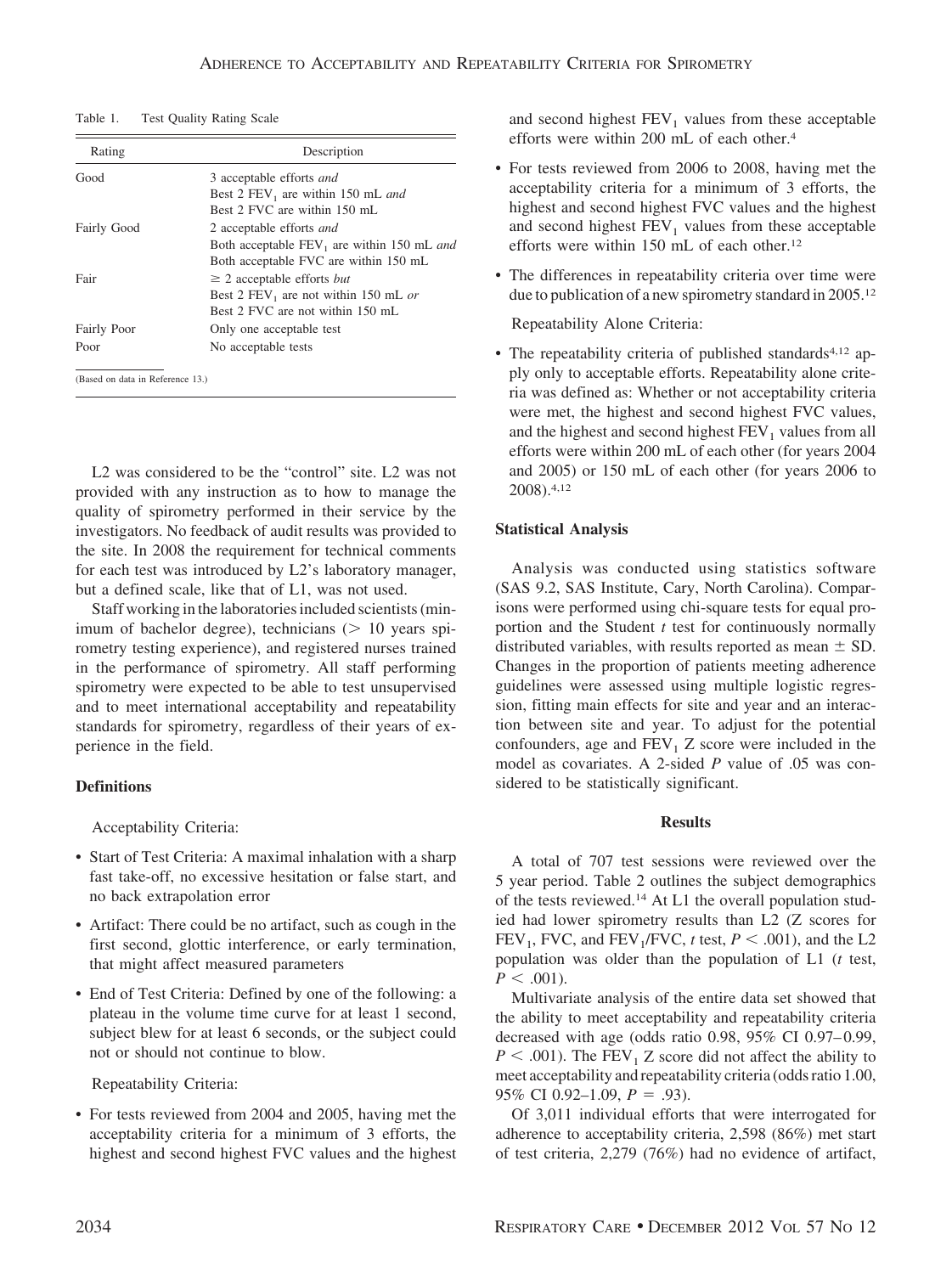Table 1. Test Quality Rating Scale

| Rating | Description |
|---|---|
| Good | 3 acceptable efforts *and* Best 2 $FEV_1$ are within 150 mL *and* Best 2 FVC are within 150 mL |
| Fairly Good | 2 acceptable efforts *and* Both acceptable $FEV_1$ are within 150 mL *and* Both acceptable FVC are within 150 mL |
| Fair | ≥ 2 acceptable efforts *but* Best 2 $FEV_1$ are not within 150 mL *or* Best 2 FVC are not within 150 mL |
| Fairly Poor | Only one acceptable test |
| Poor | No acceptable tests |

(Based on data in Reference 13.)

L2 was considered to be the "control" site. L2 was not provided with any instruction as to how to manage the quality of spirometry performed in their service by the investigators. No feedback of audit results was provided to the site. In 2008 the requirement for technical comments for each test was introduced by L2's laboratory manager, but a defined scale, like that of L1, was not used.

Staff working in the laboratories included scientists (minimum of bachelor degree), technicians (> 10 years spirometry testing experience), and registered nurses trained in the performance of spirometry. All staff performing spirometry were expected to be able to test unsupervised and to meet international acceptability and repeatability standards for spirometry, regardless of their years of experience in the field.

### Definitions

Acceptability Criteria:

- Start of Test Criteria: A maximal inhalation with a sharp fast take-off, no excessive hesitation or false start, and no back extrapolation error
- Artifact: There could be no artifact, such as cough in the first second, glottic interference, or early termination, that might affect measured parameters
- End of Test Criteria: Defined by one of the following: a plateau in the volume time curve for at least 1 second, subject blew for at least 6 seconds, or the subject could not or should not continue to blow.

Repeatability Criteria:

- For tests reviewed from 2004 and 2005, having met the acceptability criteria for a minimum of 3 efforts, the highest and second highest FVC values and the highest and second highest $FEV_1$ values from these acceptable efforts were within 200 mL of each other.[4]
- For tests reviewed from 2006 to 2008, having met the acceptability criteria for a minimum of 3 efforts, the highest and second highest FVC values and the highest and second highest $FEV_1$ values from these acceptable efforts were within 150 mL of each other.[12]
- The differences in repeatability criteria over time were due to publication of a new spirometry standard in 2005.[12]

Repeatability Alone Criteria:

- The repeatability criteria of published standards[4,12] apply only to acceptable efforts. Repeatability alone criteria was defined as: Whether or not acceptability criteria were met, the highest and second highest FVC values, and the highest and second highest $FEV_1$ values from all efforts were within 200 mL of each other (for years 2004 and 2005) or 150 mL of each other (for years 2006 to 2008).[4,12]

### Statistical Analysis

Analysis was conducted using statistics software (SAS 9.2, SAS Institute, Cary, North Carolina). Comparisons were performed using chi-square tests for equal proportion and the Student *t* test for continuously normally distributed variables, with results reported as mean ± SD. Changes in the proportion of patients meeting adherence guidelines were assessed using multiple logistic regression, fitting main effects for site and year and an interaction between site and year. To adjust for the potential confounders, age and $FEV_1$ Z score were included in the model as covariates. A 2-sided *P* value of .05 was considered to be statistically significant.

## Results

A total of 707 test sessions were reviewed over the 5 year period. Table 2 outlines the subject demographics of the tests reviewed.[14] At L1 the overall population studied had lower spirometry results than L2 (Z scores for $FEV_1$, FVC, and $FEV_1$/FVC, *t* test, $P < .001$), and the L2 population was older than the population of L1 (*t* test, $P < .001$).

Multivariate analysis of the entire data set showed that the ability to meet acceptability and repeatability criteria decreased with age (odds ratio 0.98, 95% CI 0.97–0.99, $P < .001$). The $FEV_1$ Z score did not affect the ability to meet acceptability and repeatability criteria (odds ratio 1.00, 95% CI 0.92–1.09, $P = .93$).

Of 3,011 individual efforts that were interrogated for adherence to acceptability criteria, 2,598 (86%) met start of test criteria, 2,279 (76%) had no evidence of artifact,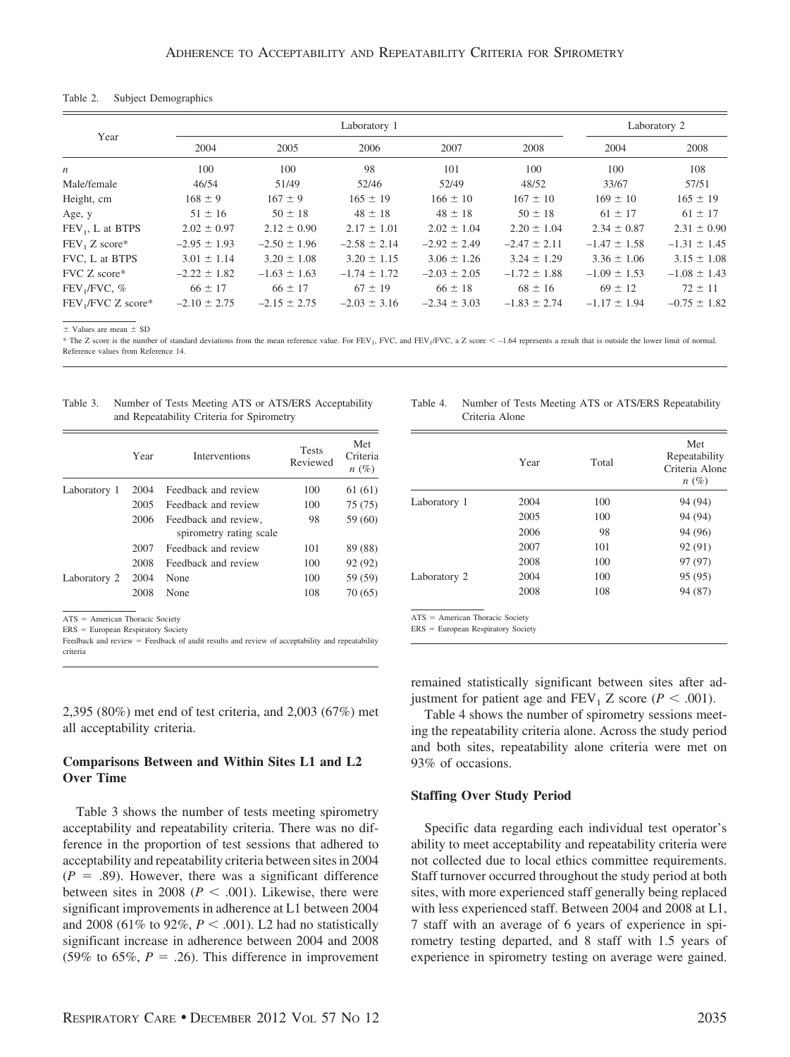Table 2. Subject Demographics

| Year | Laboratory 1 | | | | | Laboratory 2 | |
|---|---|---|---|---|---|---|---|
| | 2004 | 2005 | 2006 | 2007 | 2008 | 2004 | 2008 |
| $n$ | 100 | 100 | 98 | 101 | 100 | 100 | 108 |
| Male/female | 46/54 | 51/49 | 52/46 | 52/49 | 48/52 | 33/67 | 57/51 |
| Height, cm | 168 ± 9 | 167 ± 9 | 165 ± 19 | 166 ± 10 | 167 ± 10 | 169 ± 10 | 165 ± 19 |
| Age, y | 51 ± 16 | 50 ± 18 | 48 ± 18 | 48 ± 18 | 50 ± 18 | 61 ± 17 | 61 ± 17 |
| $FEV_1$, L at BTPS | 2.02 ± 0.97 | 2.12 ± 0.90 | 2.17 ± 1.01 | 2.02 ± 1.04 | 2.20 ± 1.04 | 2.34 ± 0.87 | 2.31 ± 0.90 |
| $FEV_1$ Z score* | –2.95 ± 1.93 | –2.50 ± 1.96 | –2.58 ± 2.14 | –2.92 ± 2.49 | –2.47 ± 2.11 | –1.47 ± 1.58 | –1.31 ± 1.45 |
| FVC, L at BTPS | 3.01 ± 1.14 | 3.20 ± 1.08 | 3.20 ± 1.15 | 3.06 ± 1.26 | 3.24 ± 1.29 | 3.36 ± 1.06 | 3.15 ± 1.08 |
| FVC Z score* | –2.22 ± 1.82 | –1.63 ± 1.63 | –1.74 ± 1.72 | –2.03 ± 2.05 | –1.72 ± 1.88 | –1.09 ± 1.53 | –1.08 ± 1.43 |
| $FEV_1$/FVC, % | 66 ± 17 | 66 ± 17 | 67 ± 19 | 66 ± 18 | 68 ± 16 | 69 ± 12 | 72 ± 11 |
| $FEV_1$/FVC Z score* | –2.10 ± 2.75 | –2.15 ± 2.75 | –2.03 ± 3.16 | –2.34 ± 3.03 | –1.83 ± 2.74 | –1.17 ± 1.94 | –0.75 ± 1.82 |

± Values are mean ± SD

* The Z score is the number of standard deviations from the mean reference value. For $FEV_1$, FVC, and $FEV_1$/FVC, a Z score < –1.64 represents a result that is outside the lower limit of normal. Reference values from Reference 14.

Table 3. Number of Tests Meeting ATS or ATS/ERS Acceptability and Repeatability Criteria for Spirometry

| | Year | Interventions | Tests Reviewed | Met Criteria $n$ (%) |
|---|---|---|---|---|
| Laboratory 1 | 2004 | Feedback and review | 100 | 61 (61) |
| | 2005 | Feedback and review | 100 | 75 (75) |
| | 2006 | Feedback and review, spirometry rating scale | 98 | 59 (60) |
| | 2007 | Feedback and review | 101 | 89 (88) |
| | 2008 | Feedback and review | 100 | 92 (92) |
| Laboratory 2 | 2004 | None | 100 | 59 (59) |
| | 2008 | None | 108 | 70 (65) |

ATS = American Thoracic Society
ERS = European Respiratory Society
Feedback and review = Feedback of audit results and review of acceptability and repeatability criteria

Table 4. Number of Tests Meeting ATS or ATS/ERS Repeatability Criteria Alone

| | Year | Total | Met Repeatability Criteria Alone $n$ (%) |
|---|---|---|---|
| Laboratory 1 | 2004 | 100 | 94 (94) |
| | 2005 | 100 | 94 (94) |
| | 2006 | 98 | 94 (96) |
| | 2007 | 101 | 92 (91) |
| | 2008 | 100 | 97 (97) |
| Laboratory 2 | 2004 | 100 | 95 (95) |
| | 2008 | 108 | 94 (87) |

ATS = American Thoracic Society
ERS = European Respiratory Society

2,395 (80%) met end of test criteria, and 2,003 (67%) met all acceptability criteria.

### Comparisons Between and Within Sites L1 and L2 Over Time

Table 3 shows the number of tests meeting spirometry acceptability and repeatability criteria. There was no difference in the proportion of test sessions that adhered to acceptability and repeatability criteria between sites in 2004 ($P = .89$). However, there was a significant difference between sites in 2008 ($P < .001$). Likewise, there were significant improvements in adherence at L1 between 2004 and 2008 (61% to 92%, $P < .001$). L2 had no statistically significant increase in adherence between 2004 and 2008 (59% to 65%, $P = .26$). This difference in improvement remained statistically significant between sites after adjustment for patient age and $FEV_1$ Z score ($P < .001$).

Table 4 shows the number of spirometry sessions meeting the repeatability criteria alone. Across the study period and both sites, repeatability alone criteria were met on 93% of occasions.

### Staffing Over Study Period

Specific data regarding each individual test operator's ability to meet acceptability and repeatability criteria were not collected due to local ethics committee requirements. Staff turnover occurred throughout the study period at both sites, with more experienced staff generally being replaced with less experienced staff. Between 2004 and 2008 at L1, 7 staff with an average of 6 years of experience in spirometry testing departed, and 8 staff with 1.5 years of experience in spirometry testing on average were gained.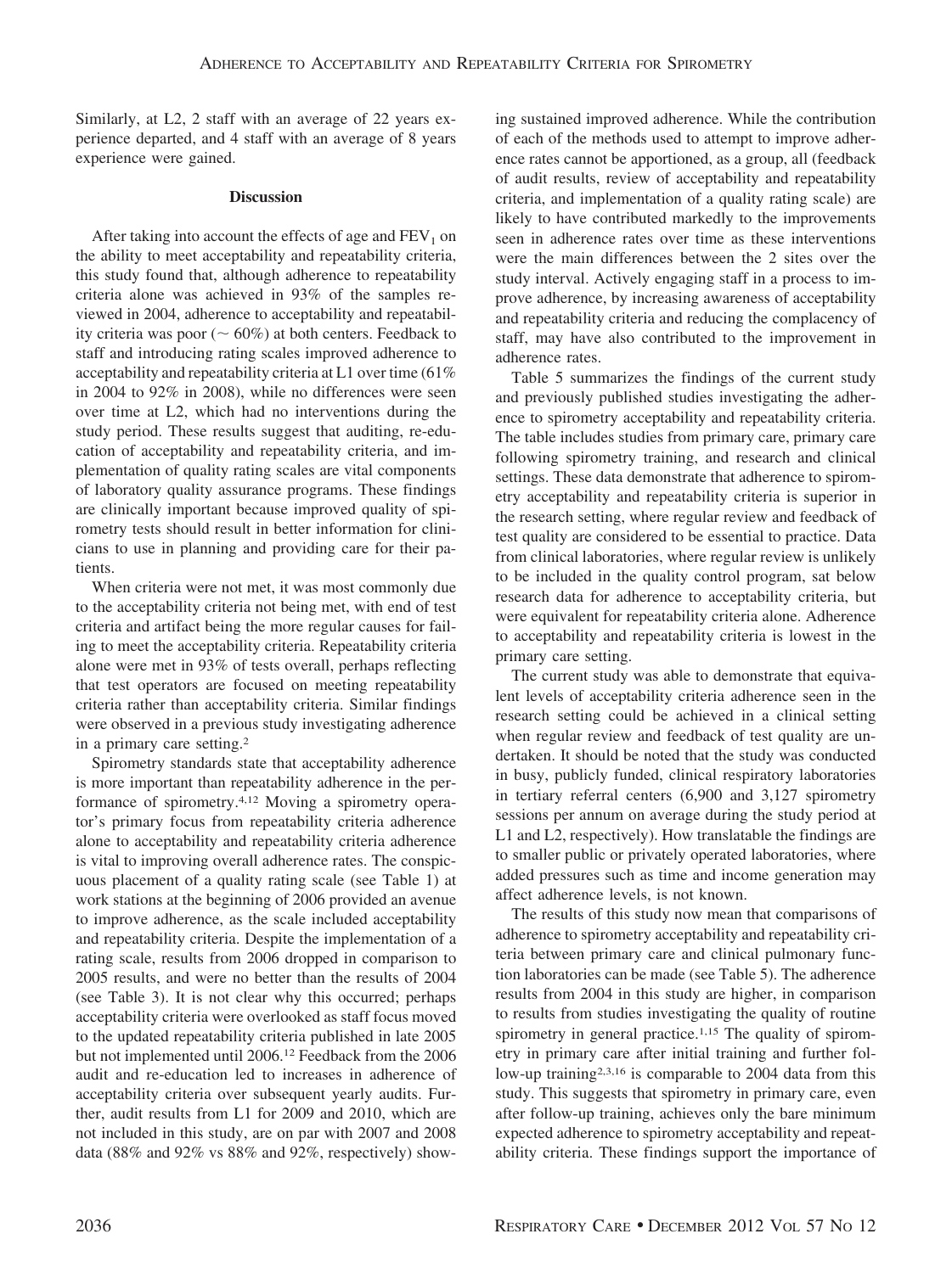Similarly, at L2, 2 staff with an average of 22 years experience departed, and 4 staff with an average of 8 years experience were gained.

## Discussion

After taking into account the effects of age and $FEV_1$ on the ability to meet acceptability and repeatability criteria, this study found that, although adherence to repeatability criteria alone was achieved in 93% of the samples reviewed in 2004, adherence to acceptability and repeatability criteria was poor (~ 60%) at both centers. Feedback to staff and introducing rating scales improved adherence to acceptability and repeatability criteria at L1 over time (61% in 2004 to 92% in 2008), while no differences were seen over time at L2, which had no interventions during the study period. These results suggest that auditing, re-education of acceptability and repeatability criteria, and implementation of quality rating scales are vital components of laboratory quality assurance programs. These findings are clinically important because improved quality of spirometry tests should result in better information for clinicians to use in planning and providing care for their patients.

When criteria were not met, it was most commonly due to the acceptability criteria not being met, with end of test criteria and artifact being the more regular causes for failing to meet the acceptability criteria. Repeatability criteria alone were met in 93% of tests overall, perhaps reflecting that test operators are focused on meeting repeatability criteria rather than acceptability criteria. Similar findings were observed in a previous study investigating adherence in a primary care setting.[2]

Spirometry standards state that acceptability adherence is more important than repeatability adherence in the performance of spirometry.[4,12] Moving a spirometry operator's primary focus from repeatability criteria adherence alone to acceptability and repeatability criteria adherence is vital to improving overall adherence rates. The conspicuous placement of a quality rating scale (see Table 1) at work stations at the beginning of 2006 provided an avenue to improve adherence, as the scale included acceptability and repeatability criteria. Despite the implementation of a rating scale, results from 2006 dropped in comparison to 2005 results, and were no better than the results of 2004 (see Table 3). It is not clear why this occurred; perhaps acceptability criteria were overlooked as staff focus moved to the updated repeatability criteria published in late 2005 but not implemented until 2006.[12] Feedback from the 2006 audit and re-education led to increases in adherence of acceptability criteria over subsequent yearly audits. Further, audit results from L1 for 2009 and 2010, which are not included in this study, are on par with 2007 and 2008 data (88% and 92% vs 88% and 92%, respectively) showing sustained improved adherence. While the contribution of each of the methods used to attempt to improve adherence rates cannot be apportioned, as a group, all (feedback of audit results, review of acceptability and repeatability criteria, and implementation of a quality rating scale) are likely to have contributed markedly to the improvements seen in adherence rates over time as these interventions were the main differences between the 2 sites over the study interval. Actively engaging staff in a process to improve adherence, by increasing awareness of acceptability and repeatability criteria and reducing the complacency of staff, may have also contributed to the improvement in adherence rates.

Table 5 summarizes the findings of the current study and previously published studies investigating the adherence to spirometry acceptability and repeatability criteria. The table includes studies from primary care, primary care following spirometry training, and research and clinical settings. These data demonstrate that adherence to spirometry acceptability and repeatability criteria is superior in the research setting, where regular review and feedback of test quality are considered to be essential to practice. Data from clinical laboratories, where regular review is unlikely to be included in the quality control program, sat below research data for adherence to acceptability criteria, but were equivalent for repeatability criteria alone. Adherence to acceptability and repeatability criteria is lowest in the primary care setting.

The current study was able to demonstrate that equivalent levels of acceptability criteria adherence seen in the research setting could be achieved in a clinical setting when regular review and feedback of test quality are undertaken. It should be noted that the study was conducted in busy, publicly funded, clinical respiratory laboratories in tertiary referral centers (6,900 and 3,127 spirometry sessions per annum on average during the study period at L1 and L2, respectively). How translatable the findings are to smaller public or privately operated laboratories, where added pressures such as time and income generation may affect adherence levels, is not known.

The results of this study now mean that comparisons of adherence to spirometry acceptability and repeatability criteria between primary care and clinical pulmonary function laboratories can be made (see Table 5). The adherence results from 2004 in this study are higher, in comparison to results from studies investigating the quality of routine spirometry in general practice.[1,15] The quality of spirometry in primary care after initial training and further follow-up training[2,3,16] is comparable to 2004 data from this study. This suggests that spirometry in primary care, even after follow-up training, achieves only the bare minimum expected adherence to spirometry acceptability and repeatability criteria. These findings support the importance of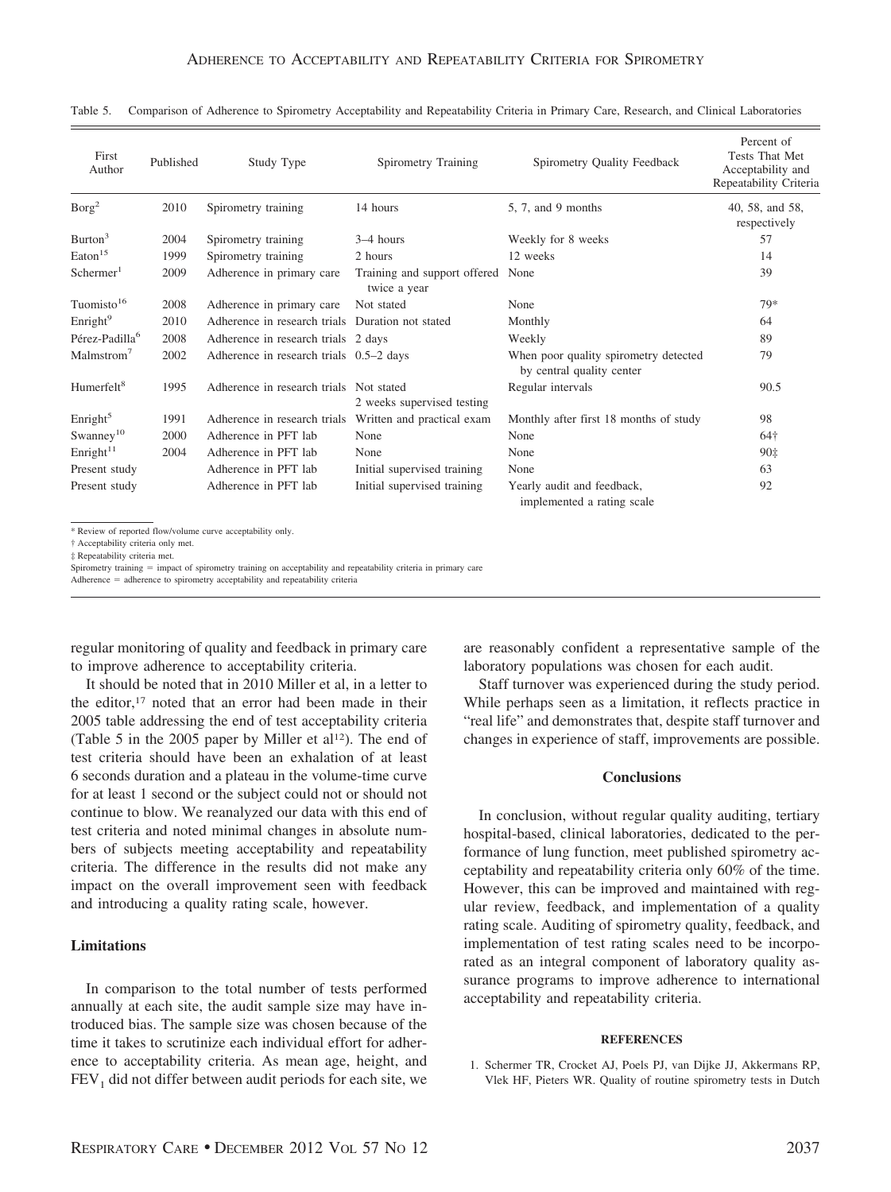Table 5. Comparison of Adherence to Spirometry Acceptability and Repeatability Criteria in Primary Care, Research, and Clinical Laboratories

| First Author | Published | Study Type | Spirometry Training | Spirometry Quality Feedback | Percent of Tests That Met Acceptability and Repeatability Criteria |
|---|---|---|---|---|---|
| Borg[2] | 2010 | Spirometry training | 14 hours | 5, 7, and 9 months | 40, 58, and 58, respectively |
| Burton[3] | 2004 | Spirometry training | 3–4 hours | Weekly for 8 weeks | 57 |
| Eaton[15] | 1999 | Spirometry training | 2 hours | 12 weeks | 14 |
| Schermer[1] | 2009 | Adherence in primary care | Training and support offered twice a year | None | 39 |
| Tuomisto[16] | 2008 | Adherence in primary care | Not stated | None | 79* |
| Enright[9] | 2010 | Adherence in research trials | Duration not stated | Monthly | 64 |
| Pérez-Padilla[6] | 2008 | Adherence in research trials | 2 days | Weekly | 89 |
| Malmstrom[7] | 2002 | Adherence in research trials | 0.5–2 days | When poor quality spirometry detected by central quality center | 79 |
| Humerfelt[8] | 1995 | Adherence in research trials | Not stated 2 weeks supervised testing | Regular intervals | 90.5 |
| Enright[5] | 1991 | Adherence in research trials | Written and practical exam | Monthly after first 18 months of study | 98 |
| Swanney[10] | 2000 | Adherence in PFT lab | None | None | 64† |
| Enright[11] | 2004 | Adherence in PFT lab | None | None | 90‡ |
| Present study | | Adherence in PFT lab | Initial supervised training | None | 63 |
| Present study | | Adherence in PFT lab | Initial supervised training | Yearly audit and feedback, implemented a rating scale | 92 |

\* Review of reported flow/volume curve acceptability only.
† Acceptability criteria only met.
‡ Repeatability criteria met.
Spirometry training = impact of spirometry training on acceptability and repeatability criteria in primary care
Adherence = adherence to spirometry acceptability and repeatability criteria

regular monitoring of quality and feedback in primary care to improve adherence to acceptability criteria.

It should be noted that in 2010 Miller et al, in a letter to the editor,[17] noted that an error had been made in their 2005 table addressing the end of test acceptability criteria (Table 5 in the 2005 paper by Miller et al[12]). The end of test criteria should have been an exhalation of at least 6 seconds duration and a plateau in the volume-time curve for at least 1 second or the subject could not or should not continue to blow. We reanalyzed our data with this end of test criteria and noted minimal changes in absolute numbers of subjects meeting acceptability and repeatability criteria. The difference in the results did not make any impact on the overall improvement seen with feedback and introducing a quality rating scale, however.

## Limitations

In comparison to the total number of tests performed annually at each site, the audit sample size may have introduced bias. The sample size was chosen because of the time it takes to scrutinize each individual effort for adherence to acceptability criteria. As mean age, height, and $FEV_1$ did not differ between audit periods for each site, we are reasonably confident a representative sample of the laboratory populations was chosen for each audit.

Staff turnover was experienced during the study period. While perhaps seen as a limitation, it reflects practice in "real life" and demonstrates that, despite staff turnover and changes in experience of staff, improvements are possible.

## Conclusions

In conclusion, without regular quality auditing, tertiary hospital-based, clinical laboratories, dedicated to the performance of lung function, meet published spirometry acceptability and repeatability criteria only 60% of the time. However, this can be improved and maintained with regular review, feedback, and implementation of a quality rating scale. Auditing of spirometry quality, feedback, and implementation of test rating scales need to be incorporated as an integral component of laboratory quality assurance programs to improve adherence to international acceptability and repeatability criteria.

## REFERENCES

1. Schermer TR, Crocket AJ, Poels PJ, van Dijke JJ, Akkermans RP, Vlek HF, Pieters WR. Quality of routine spirometry tests in Dutch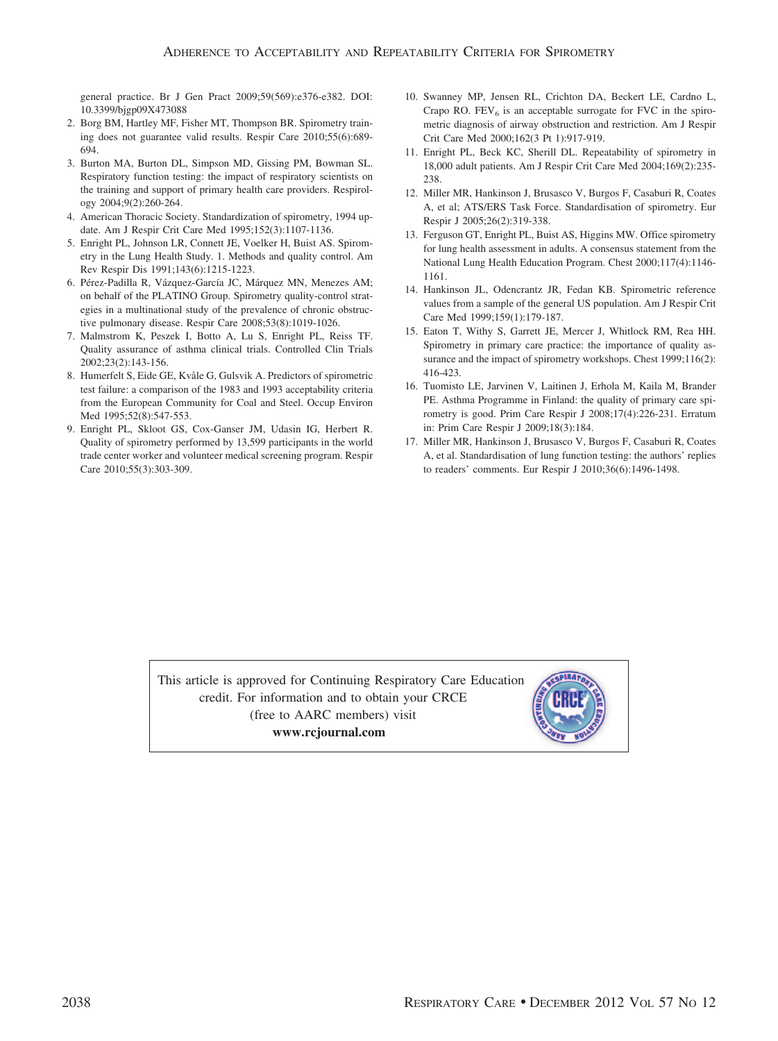general practice. Br J Gen Pract 2009;59(569):e376-e382. DOI: 10.3399/bjgp09X473088

2. Borg BM, Hartley MF, Fisher MT, Thompson BR. Spirometry training does not guarantee valid results. Respir Care 2010;55(6):689-694.
3. Burton MA, Burton DL, Simpson MD, Gissing PM, Bowman SL. Respiratory function testing: the impact of respiratory scientists on the training and support of primary health care providers. Respirology 2004;9(2):260-264.
4. American Thoracic Society. Standardization of spirometry, 1994 update. Am J Respir Crit Care Med 1995;152(3):1107-1136.
5. Enright PL, Johnson LR, Connett JE, Voelker H, Buist AS. Spirometry in the Lung Health Study. 1. Methods and quality control. Am Rev Respir Dis 1991;143(6):1215-1223.
6. Pérez-Padilla R, Vázquez-García JC, Márquez MN, Menezes AM; on behalf of the PLATINO Group. Spirometry quality-control strategies in a multinational study of the prevalence of chronic obstructive pulmonary disease. Respir Care 2008;53(8):1019-1026.
7. Malmstrom K, Peszek I, Botto A, Lu S, Enright PL, Reiss TF. Quality assurance of asthma clinical trials. Controlled Clin Trials 2002;23(2):143-156.
8. Humerfelt S, Eide GE, Kvåle G, Gulsvik A. Predictors of spirometric test failure: a comparison of the 1983 and 1993 acceptability criteria from the European Community for Coal and Steel. Occup Environ Med 1995;52(8):547-553.
9. Enright PL, Skloot GS, Cox-Ganser JM, Udasin IG, Herbert R. Quality of spirometry performed by 13,599 participants in the world trade center worker and volunteer medical screening program. Respir Care 2010;55(3):303-309.
10. Swanney MP, Jensen RL, Crichton DA, Beckert LE, Cardno L, Crapo RO. $FEV_6$ is an acceptable surrogate for FVC in the spirometric diagnosis of airway obstruction and restriction. Am J Respir Crit Care Med 2000;162(3 Pt 1):917-919.
11. Enright PL, Beck KC, Sherill DL. Repeatability of spirometry in 18,000 adult patients. Am J Respir Crit Care Med 2004;169(2):235-238.
12. Miller MR, Hankinson J, Brusasco V, Burgos F, Casaburi R, Coates A, et al; ATS/ERS Task Force. Standardisation of spirometry. Eur Respir J 2005;26(2):319-338.
13. Ferguson GT, Enright PL, Buist AS, Higgins MW. Office spirometry for lung health assessment in adults. A consensus statement from the National Lung Health Education Program. Chest 2000;117(4):1146-1161.
14. Hankinson JL, Odencrantz JR, Fedan KB. Spirometric reference values from a sample of the general US population. Am J Respir Crit Care Med 1999;159(1):179-187.
15. Eaton T, Withy S, Garrett JE, Mercer J, Whitlock RM, Rea HH. Spirometry in primary care practice: the importance of quality assurance and the impact of spirometry workshops. Chest 1999;116(2):416-423.
16. Tuomisto LE, Jarvinen V, Laitinen J, Erhola M, Kaila M, Brander PE. Asthma Programme in Finland: the quality of primary care spirometry is good. Prim Care Respir J 2008;17(4):226-231. Erratum in: Prim Care Respir J 2009;18(3):184.
17. Miller MR, Hankinson J, Brusasco V, Burgos F, Casaburi R, Coates A, et al. Standardisation of lung function testing: the authors' replies to readers' comments. Eur Respir J 2010;36(6):1496-1498.

This article is approved for Continuing Respiratory Care Education credit. For information and to obtain your CRCE (free to AARC members) visit **www.rcjournal.com**